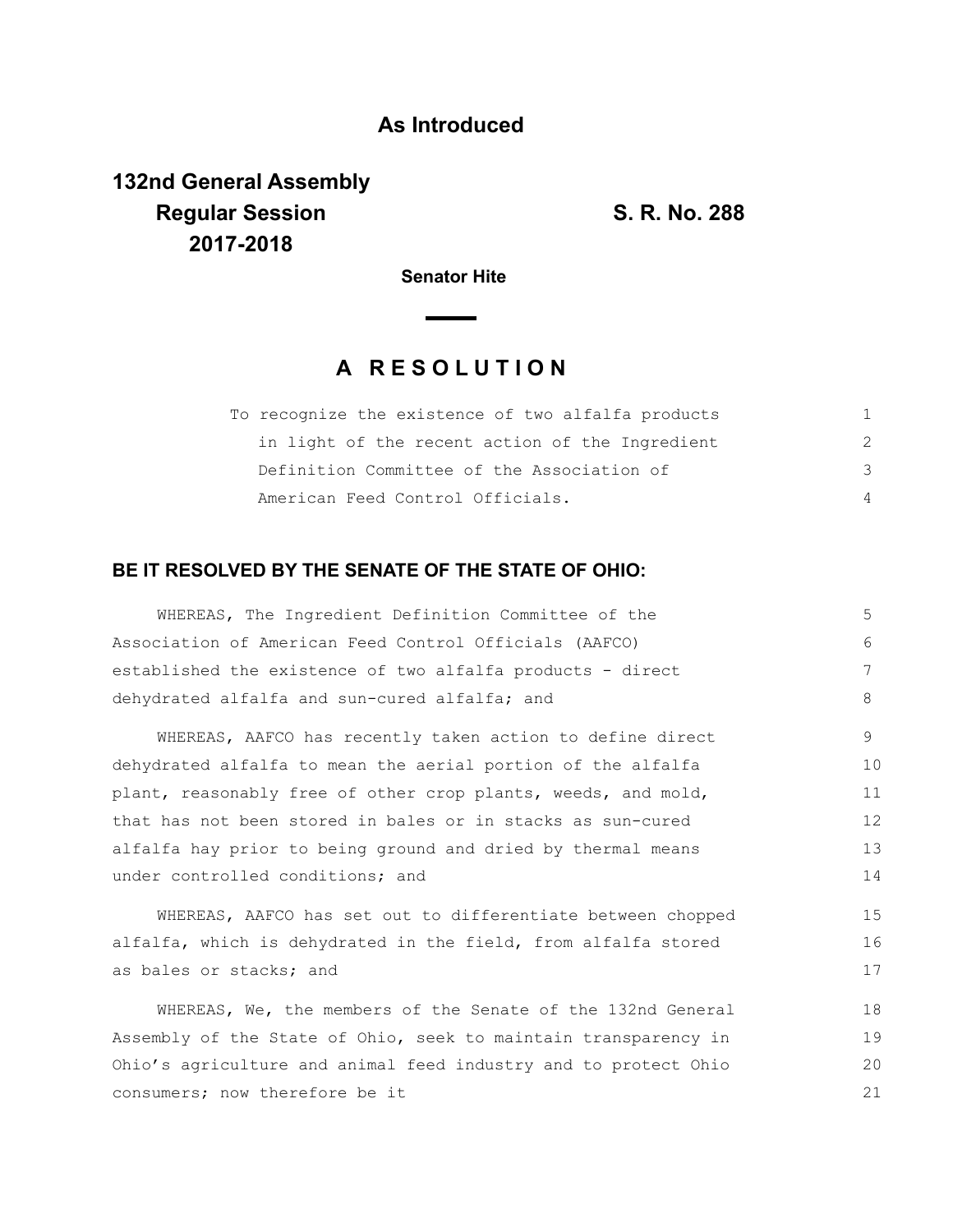## As Introduced

**132nd General Assembly**
**Regular Session**
**2017-2018**

**S. R. No. 288**

**Senator Hite**

# A RESOLUTION

To recognize the existence of two alfalfa products in light of the recent action of the Ingredient Definition Committee of the Association of American Feed Control Officials.

### BE IT RESOLVED BY THE SENATE OF THE STATE OF OHIO:

WHEREAS, The Ingredient Definition Committee of the Association of American Feed Control Officials (AAFCO) established the existence of two alfalfa products - direct dehydrated alfalfa and sun-cured alfalfa; and

WHEREAS, AAFCO has recently taken action to define direct dehydrated alfalfa to mean the aerial portion of the alfalfa plant, reasonably free of other crop plants, weeds, and mold, that has not been stored in bales or in stacks as sun-cured alfalfa hay prior to being ground and dried by thermal means under controlled conditions; and

WHEREAS, AAFCO has set out to differentiate between chopped alfalfa, which is dehydrated in the field, from alfalfa stored as bales or stacks; and

WHEREAS, We, the members of the Senate of the 132nd General Assembly of the State of Ohio, seek to maintain transparency in Ohio's agriculture and animal feed industry and to protect Ohio consumers; now therefore be it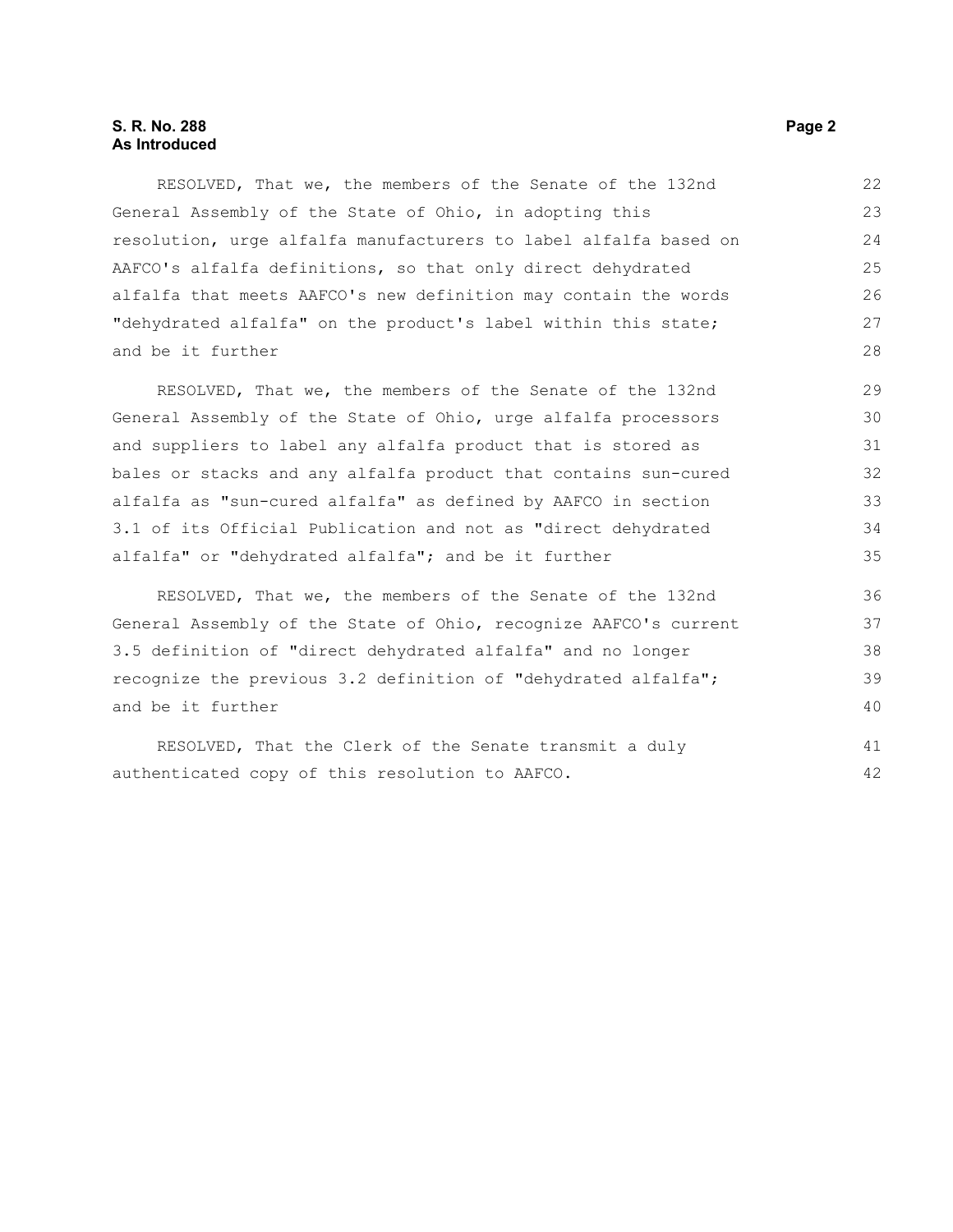RESOLVED, That we, the members of the Senate of the 132nd General Assembly of the State of Ohio, in adopting this resolution, urge alfalfa manufacturers to label alfalfa based on AAFCO's alfalfa definitions, so that only direct dehydrated alfalfa that meets AAFCO's new definition may contain the words "dehydrated alfalfa" on the product's label within this state; and be it further

RESOLVED, That we, the members of the Senate of the 132nd General Assembly of the State of Ohio, urge alfalfa processors and suppliers to label any alfalfa product that is stored as bales or stacks and any alfalfa product that contains sun-cured alfalfa as "sun-cured alfalfa" as defined by AAFCO in section 3.1 of its Official Publication and not as "direct dehydrated alfalfa" or "dehydrated alfalfa"; and be it further

RESOLVED, That we, the members of the Senate of the 132nd General Assembly of the State of Ohio, recognize AAFCO's current 3.5 definition of "direct dehydrated alfalfa" and no longer recognize the previous 3.2 definition of "dehydrated alfalfa"; and be it further

RESOLVED, That the Clerk of the Senate transmit a duly authenticated copy of this resolution to AAFCO.